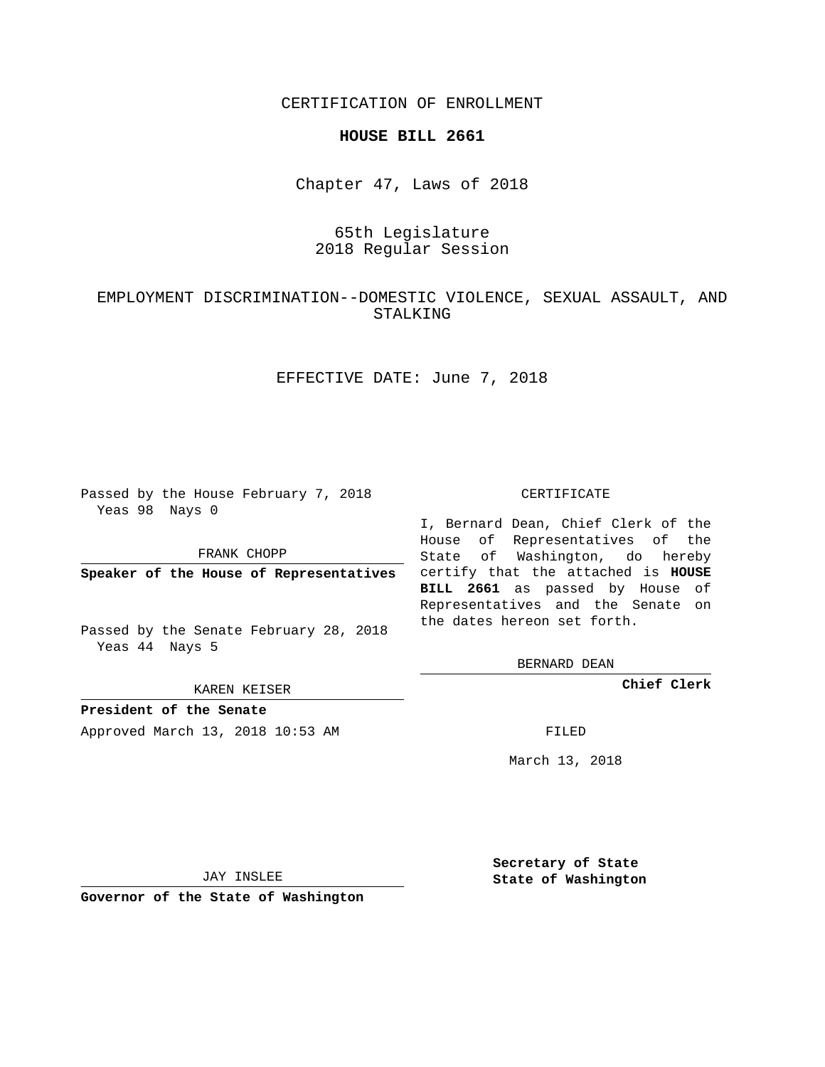CERTIFICATION OF ENROLLMENT

**HOUSE BILL 2661**

Chapter 47, Laws of 2018

65th Legislature
2018 Regular Session

EMPLOYMENT DISCRIMINATION--DOMESTIC VIOLENCE, SEXUAL ASSAULT, AND STALKING

EFFECTIVE DATE: June 7, 2018

Passed by the House February 7, 2018
Yeas 98 Nays 0

FRANK CHOPP

**Speaker of the House of Representatives**

Passed by the Senate February 28, 2018
Yeas 44 Nays 5

KAREN KEISER

**President of the Senate**

Approved March 13, 2018 10:53 AM

JAY INSLEE

**Governor of the State of Washington**

CERTIFICATE

I, Bernard Dean, Chief Clerk of the House of Representatives of the State of Washington, do hereby certify that the attached is **HOUSE BILL 2661** as passed by House of Representatives and the Senate on the dates hereon set forth.

BERNARD DEAN

**Chief Clerk**

FILED

March 13, 2018

**Secretary of State**
**State of Washington**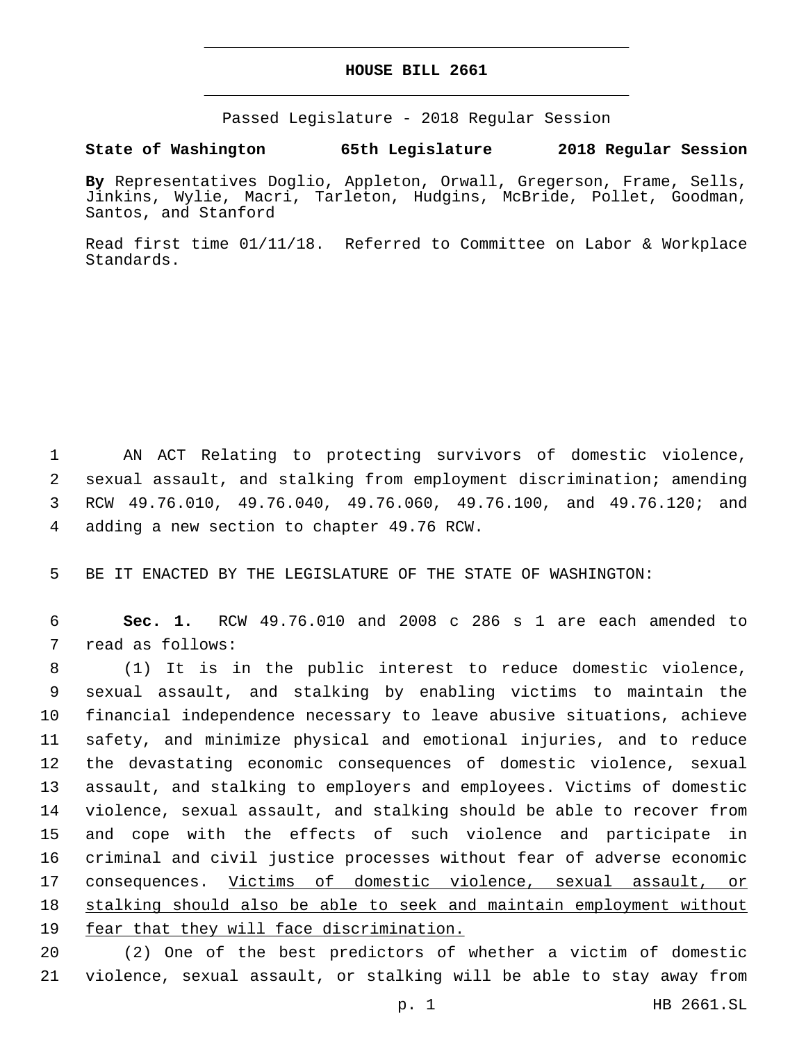# HOUSE BILL 2661

Passed Legislature - 2018 Regular Session

**State of Washington 65th Legislature 2018 Regular Session**

**By** Representatives Doglio, Appleton, Orwall, Gregerson, Frame, Sells, Jinkins, Wylie, Macri, Tarleton, Hudgins, McBride, Pollet, Goodman, Santos, and Stanford

Read first time 01/11/18. Referred to Committee on Labor & Workplace Standards.

1 AN ACT Relating to protecting survivors of domestic violence, 2 sexual assault, and stalking from employment discrimination; amending 3 RCW 49.76.010, 49.76.040, 49.76.060, 49.76.100, and 49.76.120; and 4 adding a new section to chapter 49.76 RCW.

5 BE IT ENACTED BY THE LEGISLATURE OF THE STATE OF WASHINGTON:

6 **Sec. 1.** RCW 49.76.010 and 2008 c 286 s 1 are each amended to 7 read as follows:

8 (1) It is in the public interest to reduce domestic violence, 9 sexual assault, and stalking by enabling victims to maintain the 10 financial independence necessary to leave abusive situations, achieve 11 safety, and minimize physical and emotional injuries, and to reduce 12 the devastating economic consequences of domestic violence, sexual 13 assault, and stalking to employers and employees. Victims of domestic 14 violence, sexual assault, and stalking should be able to recover from 15 and cope with the effects of such violence and participate in 16 criminal and civil justice processes without fear of adverse economic 17 consequences. <u>Victims of domestic violence, sexual assault, or 18 stalking should also be able to seek and maintain employment without 19 fear that they will face discrimination.</u>

20 (2) One of the best predictors of whether a victim of domestic 21 violence, sexual assault, or stalking will be able to stay away from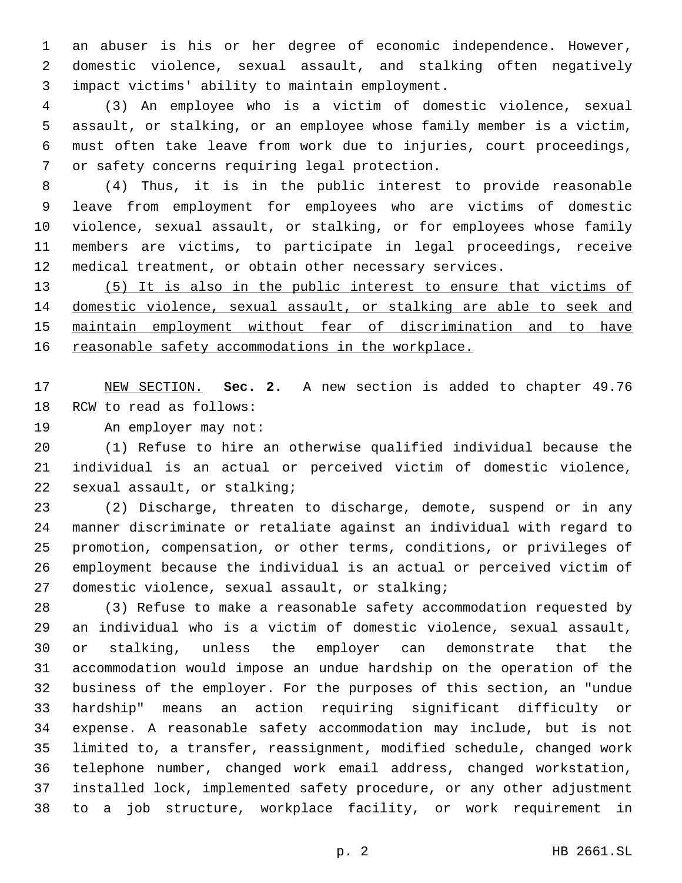an abuser is his or her degree of economic independence. However, domestic violence, sexual assault, and stalking often negatively impact victims' ability to maintain employment.

(3) An employee who is a victim of domestic violence, sexual assault, or stalking, or an employee whose family member is a victim, must often take leave from work due to injuries, court proceedings, or safety concerns requiring legal protection.

(4) Thus, it is in the public interest to provide reasonable leave from employment for employees who are victims of domestic violence, sexual assault, or stalking, or for employees whose family members are victims, to participate in legal proceedings, receive medical treatment, or obtain other necessary services.

<u>(5) It is also in the public interest to ensure that victims of domestic violence, sexual assault, or stalking are able to seek and maintain employment without fear of discrimination and to have reasonable safety accommodations in the workplace.</u>

<u>NEW SECTION.</u> **Sec. 2.** A new section is added to chapter 49.76 RCW to read as follows:

An employer may not:

(1) Refuse to hire an otherwise qualified individual because the individual is an actual or perceived victim of domestic violence, sexual assault, or stalking;

(2) Discharge, threaten to discharge, demote, suspend or in any manner discriminate or retaliate against an individual with regard to promotion, compensation, or other terms, conditions, or privileges of employment because the individual is an actual or perceived victim of domestic violence, sexual assault, or stalking;

(3) Refuse to make a reasonable safety accommodation requested by an individual who is a victim of domestic violence, sexual assault, or stalking, unless the employer can demonstrate that the accommodation would impose an undue hardship on the operation of the business of the employer. For the purposes of this section, an "undue hardship" means an action requiring significant difficulty or expense. A reasonable safety accommodation may include, but is not limited to, a transfer, reassignment, modified schedule, changed work telephone number, changed work email address, changed workstation, installed lock, implemented safety procedure, or any other adjustment to a job structure, workplace facility, or work requirement in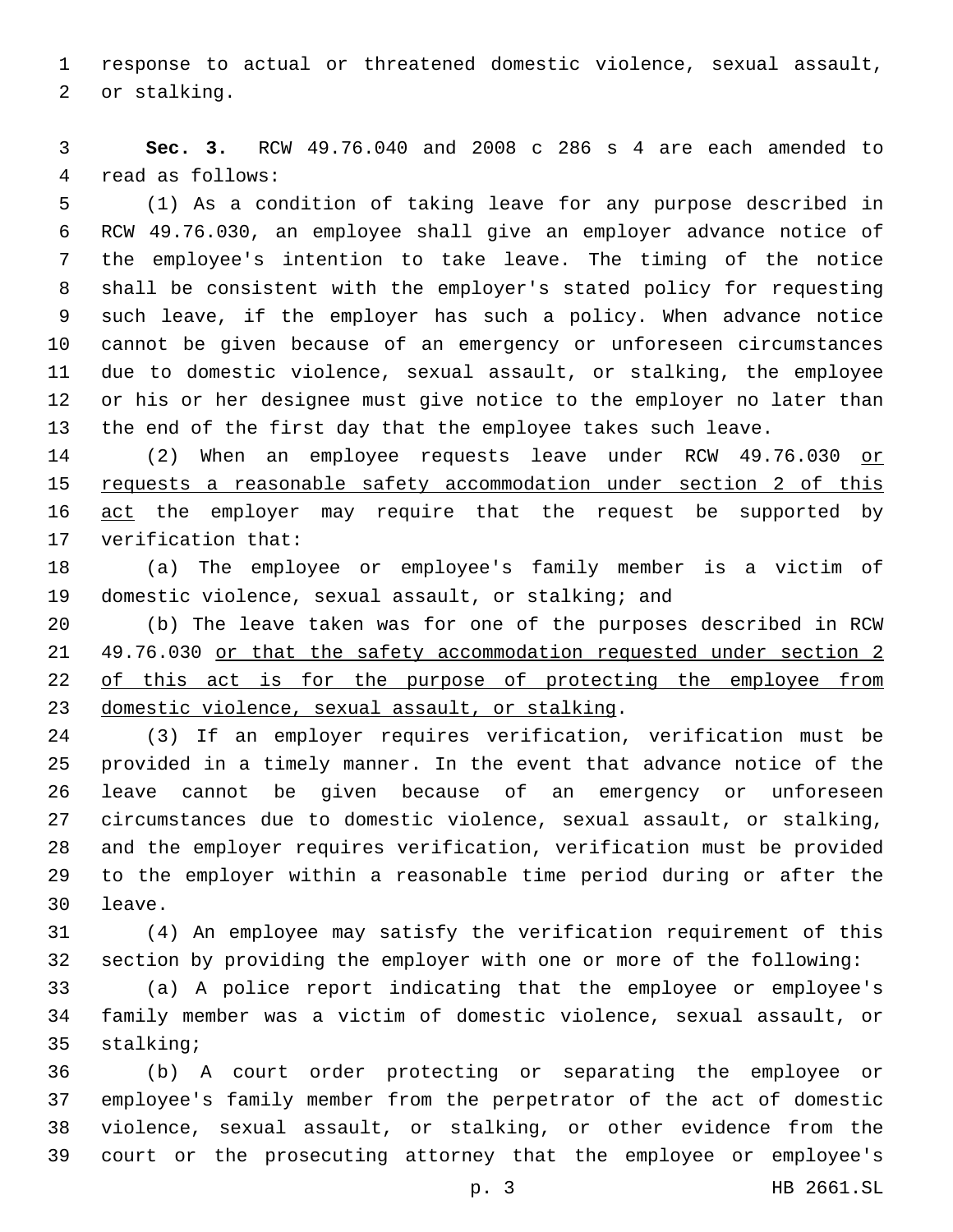response to actual or threatened domestic violence, sexual assault, or stalking.

**Sec. 3.** RCW 49.76.040 and 2008 c 286 s 4 are each amended to read as follows:

(1) As a condition of taking leave for any purpose described in RCW 49.76.030, an employee shall give an employer advance notice of the employee's intention to take leave. The timing of the notice shall be consistent with the employer's stated policy for requesting such leave, if the employer has such a policy. When advance notice cannot be given because of an emergency or unforeseen circumstances due to domestic violence, sexual assault, or stalking, the employee or his or her designee must give notice to the employer no later than the end of the first day that the employee takes such leave.

(2) When an employee requests leave under RCW 49.76.030 <u>or requests a reasonable safety accommodation under section 2 of this act</u> the employer may require that the request be supported by verification that:

(a) The employee or employee's family member is a victim of domestic violence, sexual assault, or stalking; and

(b) The leave taken was for one of the purposes described in RCW 49.76.030 <u>or that the safety accommodation requested under section 2 of this act is for the purpose of protecting the employee from domestic violence, sexual assault, or stalking</u>.

(3) If an employer requires verification, verification must be provided in a timely manner. In the event that advance notice of the leave cannot be given because of an emergency or unforeseen circumstances due to domestic violence, sexual assault, or stalking, and the employer requires verification, verification must be provided to the employer within a reasonable time period during or after the leave.

(4) An employee may satisfy the verification requirement of this section by providing the employer with one or more of the following:

(a) A police report indicating that the employee or employee's family member was a victim of domestic violence, sexual assault, or stalking;

(b) A court order protecting or separating the employee or employee's family member from the perpetrator of the act of domestic violence, sexual assault, or stalking, or other evidence from the court or the prosecuting attorney that the employee or employee's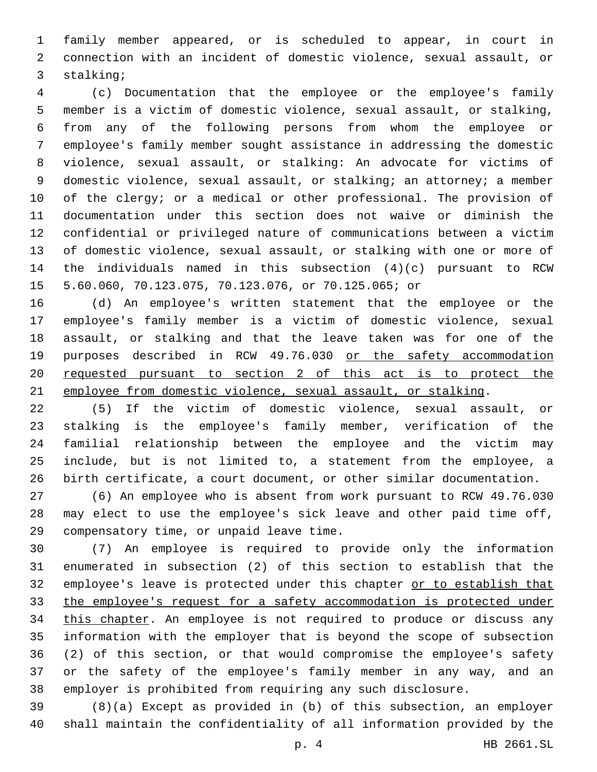family member appeared, or is scheduled to appear, in court in connection with an incident of domestic violence, sexual assault, or stalking;

(c) Documentation that the employee or the employee's family member is a victim of domestic violence, sexual assault, or stalking, from any of the following persons from whom the employee or employee's family member sought assistance in addressing the domestic violence, sexual assault, or stalking: An advocate for victims of domestic violence, sexual assault, or stalking; an attorney; a member of the clergy; or a medical or other professional. The provision of documentation under this section does not waive or diminish the confidential or privileged nature of communications between a victim of domestic violence, sexual assault, or stalking with one or more of the individuals named in this subsection (4)(c) pursuant to RCW 5.60.060, 70.123.075, 70.123.076, or 70.125.065; or

(d) An employee's written statement that the employee or the employee's family member is a victim of domestic violence, sexual assault, or stalking and that the leave taken was for one of the purposes described in RCW 49.76.030 <u>or the safety accommodation requested pursuant to section 2 of this act is to protect the employee from domestic violence, sexual assault, or stalking</u>.

(5) If the victim of domestic violence, sexual assault, or stalking is the employee's family member, verification of the familial relationship between the employee and the victim may include, but is not limited to, a statement from the employee, a birth certificate, a court document, or other similar documentation.

(6) An employee who is absent from work pursuant to RCW 49.76.030 may elect to use the employee's sick leave and other paid time off, compensatory time, or unpaid leave time.

(7) An employee is required to provide only the information enumerated in subsection (2) of this section to establish that the employee's leave is protected under this chapter <u>or to establish that the employee's request for a safety accommodation is protected under this chapter</u>. An employee is not required to produce or discuss any information with the employer that is beyond the scope of subsection (2) of this section, or that would compromise the employee's safety or the safety of the employee's family member in any way, and an employer is prohibited from requiring any such disclosure.

(8)(a) Except as provided in (b) of this subsection, an employer shall maintain the confidentiality of all information provided by the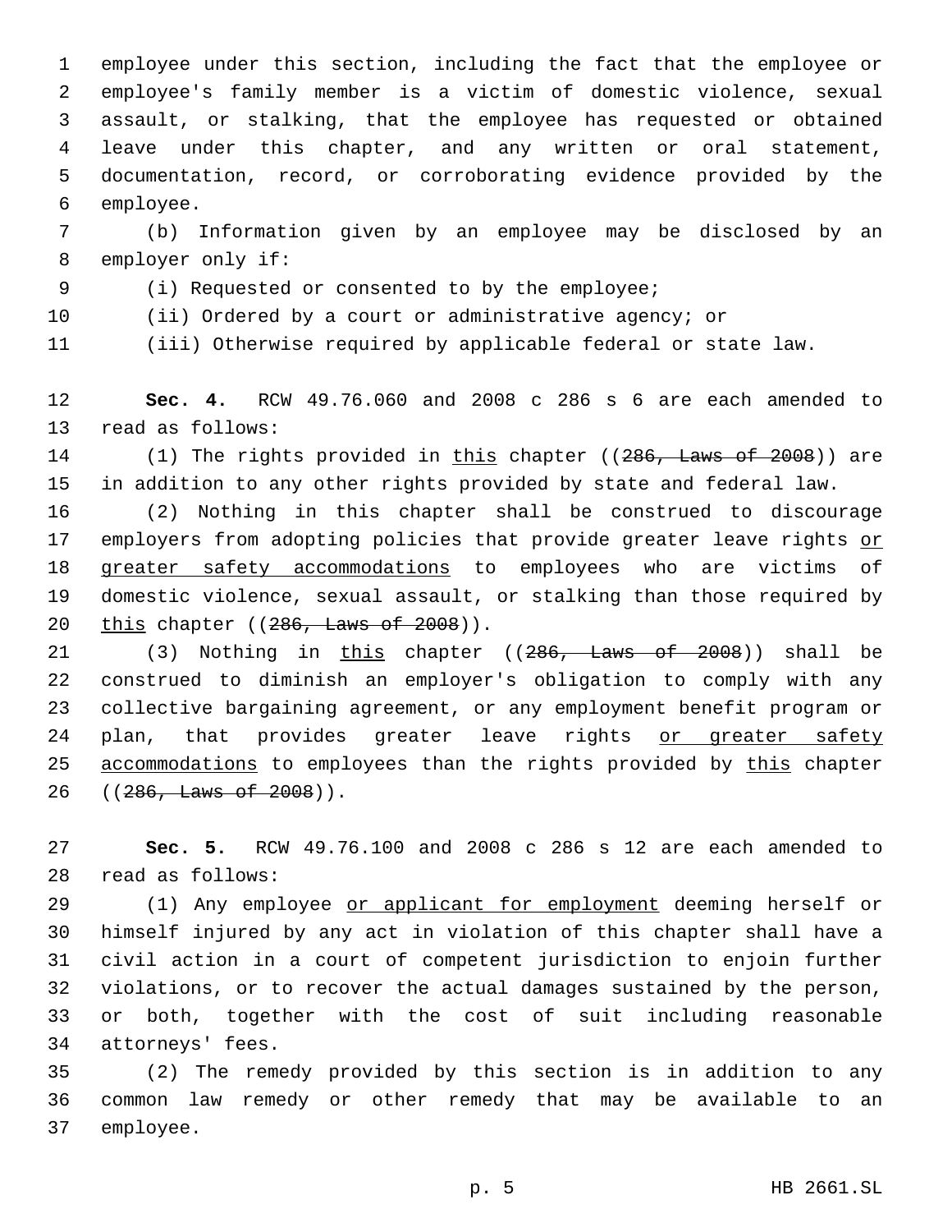employee under this section, including the fact that the employee or employee's family member is a victim of domestic violence, sexual assault, or stalking, that the employee has requested or obtained leave under this chapter, and any written or oral statement, documentation, record, or corroborating evidence provided by the employee.

(b) Information given by an employee may be disclosed by an employer only if:

(i) Requested or consented to by the employee;

(ii) Ordered by a court or administrative agency; or

(iii) Otherwise required by applicable federal or state law.

**Sec. 4.** RCW 49.76.060 and 2008 c 286 s 6 are each amended to read as follows:

(1) The rights provided in <u>this</u> chapter ((~~286, Laws of 2008~~)) are in addition to any other rights provided by state and federal law.

(2) Nothing in this chapter shall be construed to discourage employers from adopting policies that provide greater leave rights <u>or greater safety accommodations</u> to employees who are victims of domestic violence, sexual assault, or stalking than those required by <u>this</u> chapter ((~~286, Laws of 2008~~)).

(3) Nothing in <u>this</u> chapter ((~~286, Laws of 2008~~)) shall be construed to diminish an employer's obligation to comply with any collective bargaining agreement, or any employment benefit program or plan, that provides greater leave rights <u>or greater safety accommodations</u> to employees than the rights provided by <u>this</u> chapter ((~~286, Laws of 2008~~)).

**Sec. 5.** RCW 49.76.100 and 2008 c 286 s 12 are each amended to read as follows:

(1) Any employee <u>or applicant for employment</u> deeming herself or himself injured by any act in violation of this chapter shall have a civil action in a court of competent jurisdiction to enjoin further violations, or to recover the actual damages sustained by the person, or both, together with the cost of suit including reasonable attorneys' fees.

(2) The remedy provided by this section is in addition to any common law remedy or other remedy that may be available to an employee.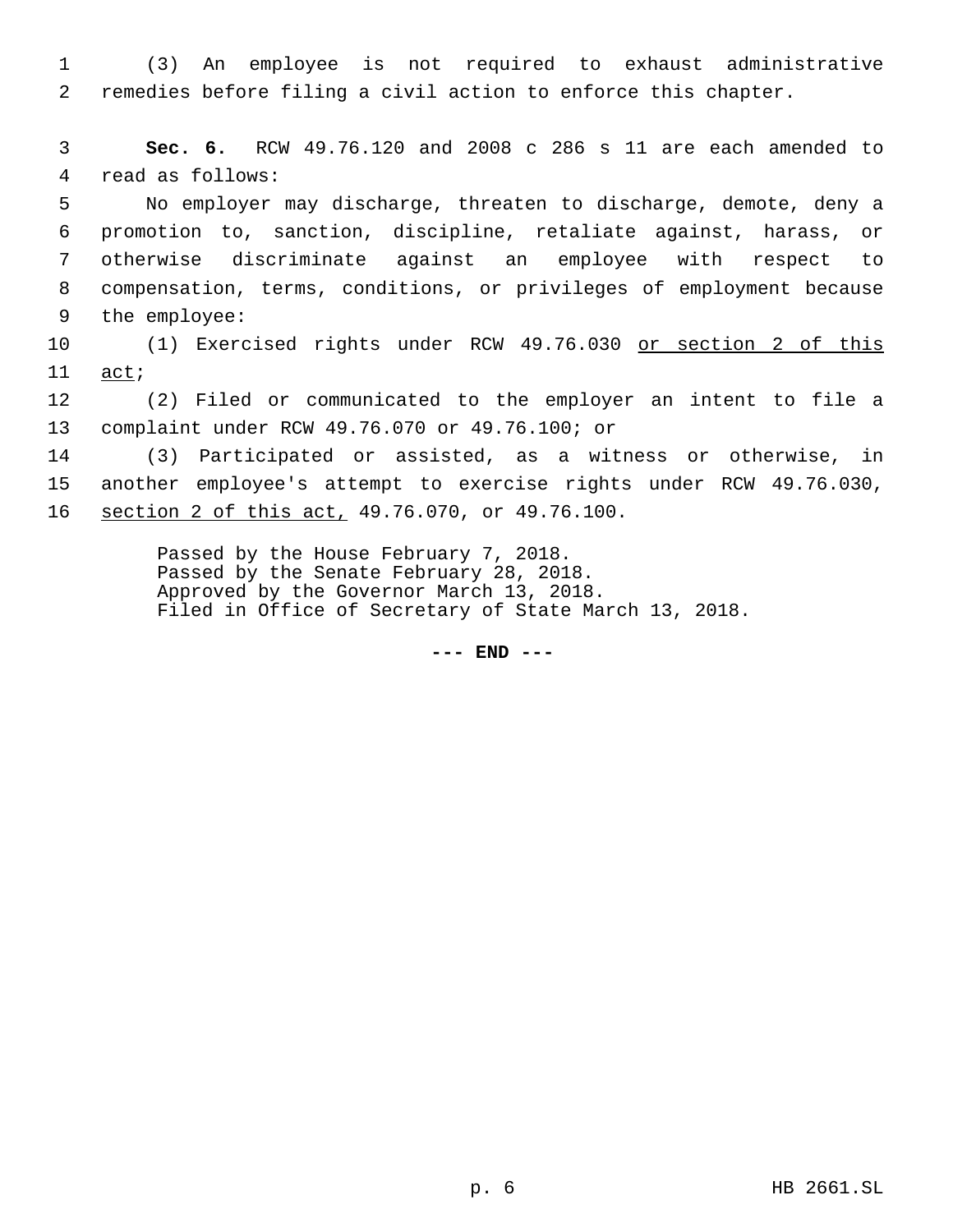(3) An employee is not required to exhaust administrative remedies before filing a civil action to enforce this chapter.

**Sec. 6.** RCW 49.76.120 and 2008 c 286 s 11 are each amended to read as follows:

No employer may discharge, threaten to discharge, demote, deny a promotion to, sanction, discipline, retaliate against, harass, or otherwise discriminate against an employee with respect to compensation, terms, conditions, or privileges of employment because the employee:

(1) Exercised rights under RCW 49.76.030 <u>or section 2 of this act</u>;

(2) Filed or communicated to the employer an intent to file a complaint under RCW 49.76.070 or 49.76.100; or

(3) Participated or assisted, as a witness or otherwise, in another employee's attempt to exercise rights under RCW 49.76.030, <u>section 2 of this act,</u> 49.76.070, or 49.76.100.

Passed by the House February 7, 2018.
Passed by the Senate February 28, 2018.
Approved by the Governor March 13, 2018.
Filed in Office of Secretary of State March 13, 2018.

**--- END ---**